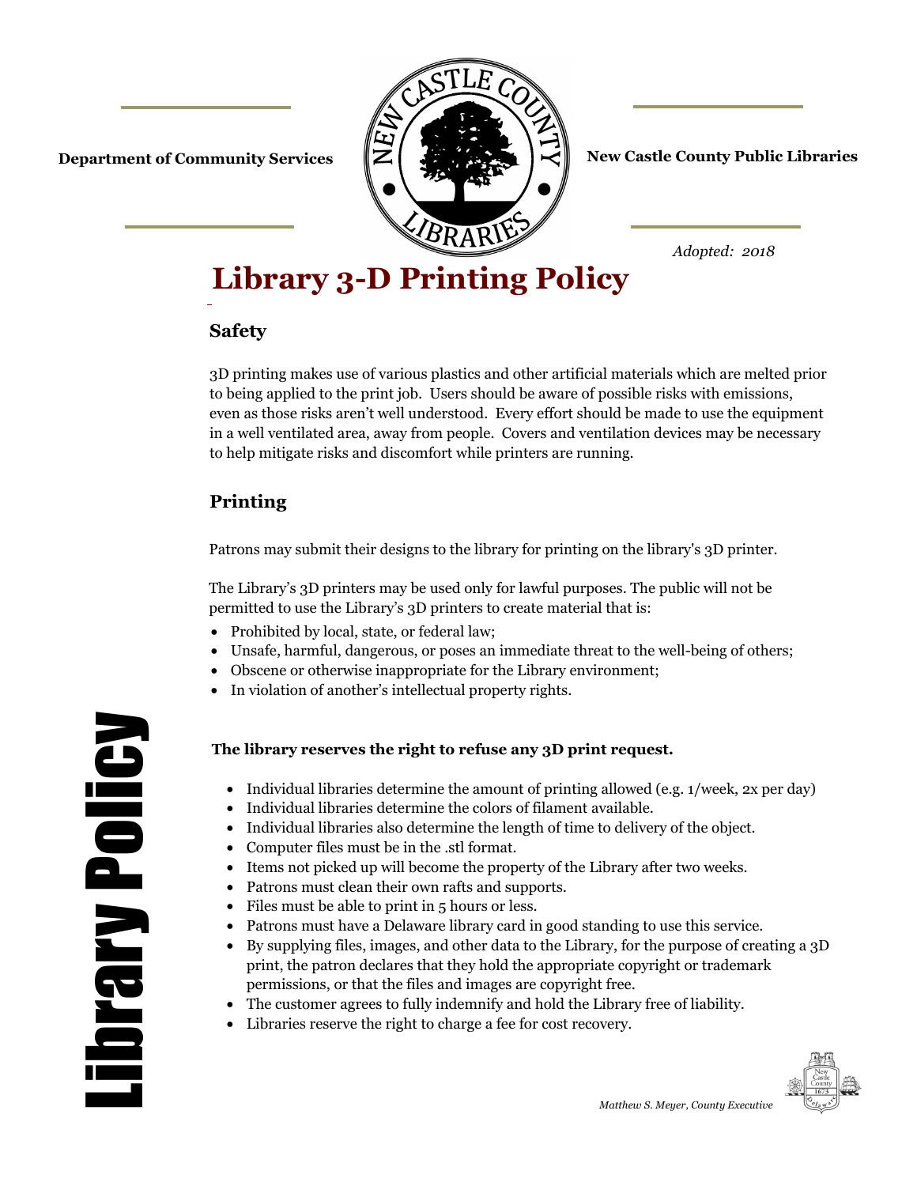**Department of Community Services**

**New Castle County Public Libraries**

*Adopted: 2018*

# Library 3-D Printing Policy

## Safety

3D printing makes use of various plastics and other artificial materials which are melted prior to being applied to the print job. Users should be aware of possible risks with emissions, even as those risks aren't well understood. Every effort should be made to use the equipment in a well ventilated area, away from people. Covers and ventilation devices may be necessary to help mitigate risks and discomfort while printers are running.

## Printing

Patrons may submit their designs to the library for printing on the library's 3D printer.

The Library's 3D printers may be used only for lawful purposes. The public will not be permitted to use the Library's 3D printers to create material that is:

- Prohibited by local, state, or federal law;
- Unsafe, harmful, dangerous, or poses an immediate threat to the well-being of others;
- Obscene or otherwise inappropriate for the Library environment;
- In violation of another's intellectual property rights.

**The library reserves the right to refuse any 3D print request.**

- Individual libraries determine the amount of printing allowed (e.g. 1/week, 2x per day)
- Individual libraries determine the colors of filament available.
- Individual libraries also determine the length of time to delivery of the object.
- Computer files must be in the .stl format.
- Items not picked up will become the property of the Library after two weeks.
- Patrons must clean their own rafts and supports.
- Files must be able to print in 5 hours or less.
- Patrons must have a Delaware library card in good standing to use this service.
- By supplying files, images, and other data to the Library, for the purpose of creating a 3D print, the patron declares that they hold the appropriate copyright or trademark permissions, or that the files and images are copyright free.
- The customer agrees to fully indemnify and hold the Library free of liability.
- Libraries reserve the right to charge a fee for cost recovery.

*Matthew S. Meyer, County Executive*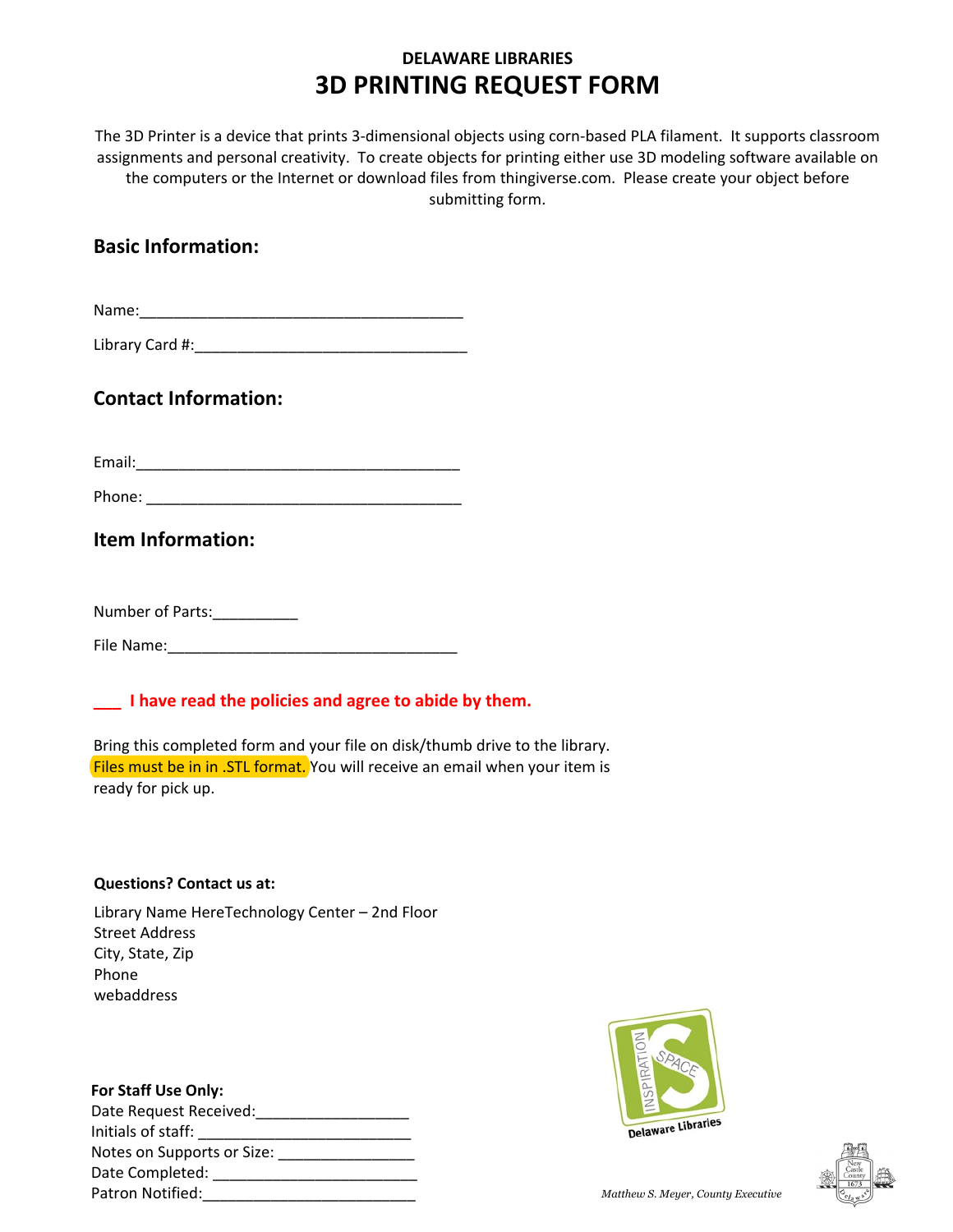DELAWARE LIBRARIES

# 3D PRINTING REQUEST FORM

The 3D Printer is a device that prints 3-dimensional objects using corn-based PLA filament. It supports classroom assignments and personal creativity. To create objects for printing either use 3D modeling software available on the computers or the Internet or download files from thingiverse.com. Please create your object before submitting form.

## Basic Information:

Name:______________________________________

Library Card #:_________________________________

## Contact Information:

Email:______________________________________

Phone: _____________________________________

## Item Information:

Number of Parts:__________

File Name:__________________________________

**___ I have read the policies and agree to abide by them.**

Bring this completed form and your file on disk/thumb drive to the library. Files must be in in .STL format. You will receive an email when your item is ready for pick up.

**Questions? Contact us at:**

Library Name HereTechnology Center – 2nd Floor
Street Address
City, State, Zip
Phone
webaddress

**For Staff Use Only:**

Date Request Received:_________________
Initials of staff: ________________________
Notes on Supports or Size: _______________
Date Completed: _______________________
Patron Notified:________________________

INSPIRATION SPACE
Delaware Libraries

*Matthew S. Meyer, County Executive*